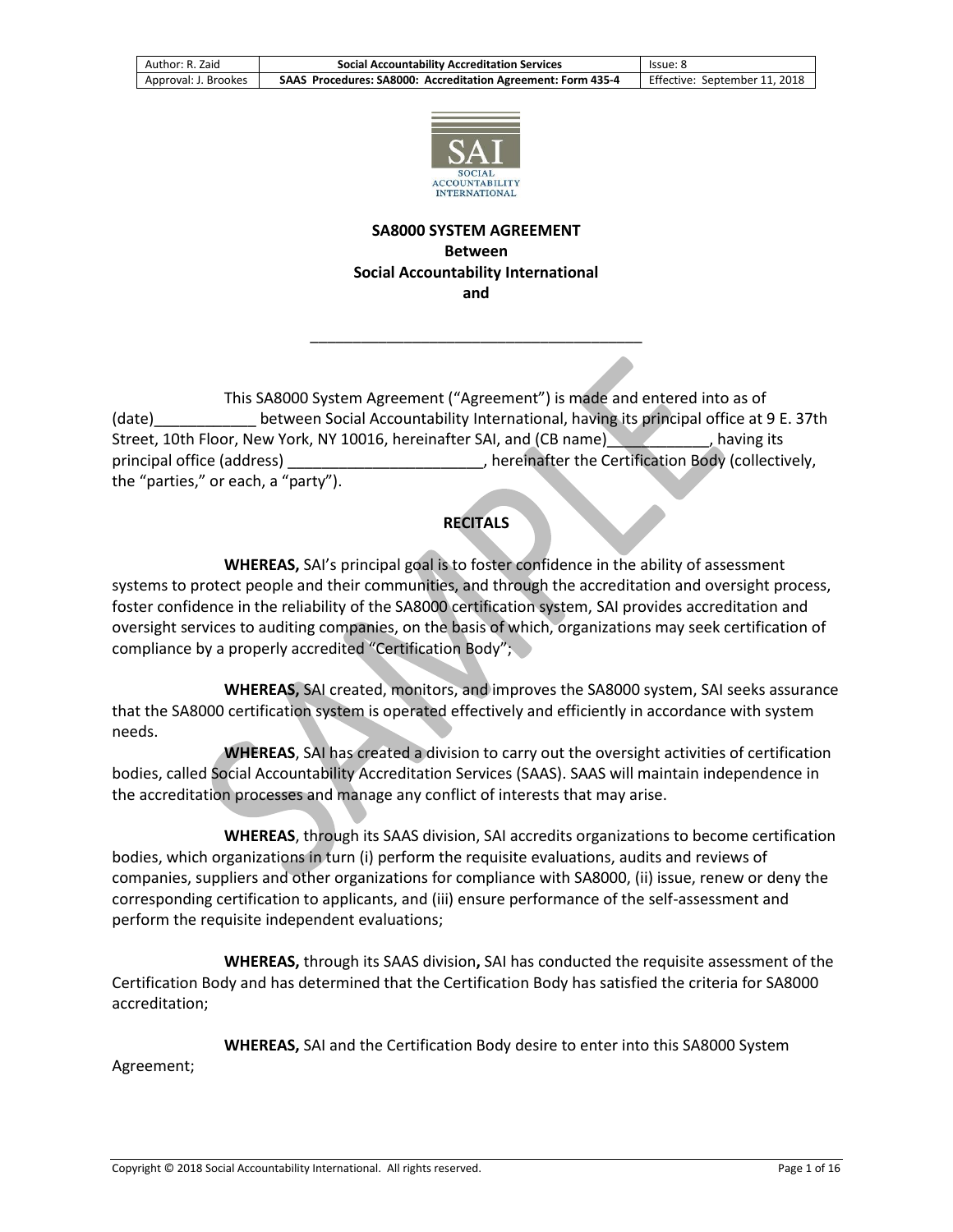# SA8000 SYSTEM AGREEMENT
## Between
## Social Accountability International
## and

________________________________________

This SA8000 System Agreement ("Agreement") is made and entered into as of (date)____________ between Social Accountability International, having its principal office at 9 E. 37th Street, 10th Floor, New York, NY 10016, hereinafter SAI, and (CB name)____________, having its principal office (address) _______________________, hereinafter the Certification Body (collectively, the "parties," or each, a "party").

## RECITALS

**WHEREAS,** SAI's principal goal is to foster confidence in the ability of assessment systems to protect people and their communities, and through the accreditation and oversight process, foster confidence in the reliability of the SA8000 certification system, SAI provides accreditation and oversight services to auditing companies, on the basis of which, organizations may seek certification of compliance by a properly accredited "Certification Body";

**WHEREAS,** SAI created, monitors, and improves the SA8000 system, SAI seeks assurance that the SA8000 certification system is operated effectively and efficiently in accordance with system needs.

**WHEREAS**, SAI has created a division to carry out the oversight activities of certification bodies, called Social Accountability Accreditation Services (SAAS). SAAS will maintain independence in the accreditation processes and manage any conflict of interests that may arise.

**WHEREAS**, through its SAAS division, SAI accredits organizations to become certification bodies, which organizations in turn (i) perform the requisite evaluations, audits and reviews of companies, suppliers and other organizations for compliance with SA8000, (ii) issue, renew or deny the corresponding certification to applicants, and (iii) ensure performance of the self-assessment and perform the requisite independent evaluations;

**WHEREAS,** through its SAAS division**,** SAI has conducted the requisite assessment of the Certification Body and has determined that the Certification Body has satisfied the criteria for SA8000 accreditation;

**WHEREAS,** SAI and the Certification Body desire to enter into this SA8000 System Agreement;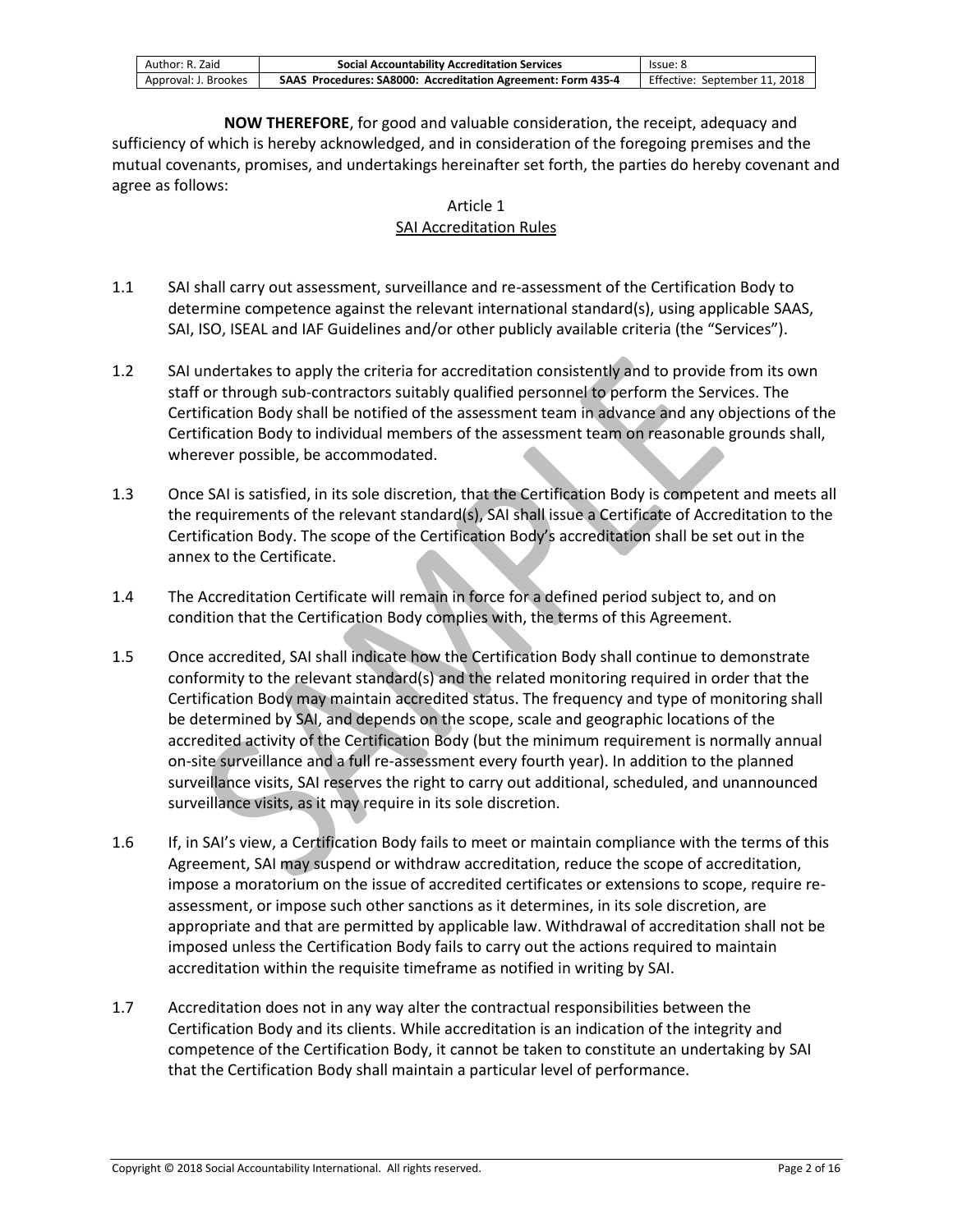**NOW THEREFORE**, for good and valuable consideration, the receipt, adequacy and sufficiency of which is hereby acknowledged, and in consideration of the foregoing premises and the mutual covenants, promises, and undertakings hereinafter set forth, the parties do hereby covenant and agree as follows:

## Article 1
## SAI Accreditation Rules

1.1 SAI shall carry out assessment, surveillance and re-assessment of the Certification Body to determine competence against the relevant international standard(s), using applicable SAAS, SAI, ISO, ISEAL and IAF Guidelines and/or other publicly available criteria (the "Services").

1.2 SAI undertakes to apply the criteria for accreditation consistently and to provide from its own staff or through sub-contractors suitably qualified personnel to perform the Services. The Certification Body shall be notified of the assessment team in advance and any objections of the Certification Body to individual members of the assessment team on reasonable grounds shall, wherever possible, be accommodated.

1.3 Once SAI is satisfied, in its sole discretion, that the Certification Body is competent and meets all the requirements of the relevant standard(s), SAI shall issue a Certificate of Accreditation to the Certification Body. The scope of the Certification Body's accreditation shall be set out in the annex to the Certificate.

1.4 The Accreditation Certificate will remain in force for a defined period subject to, and on condition that the Certification Body complies with, the terms of this Agreement.

1.5 Once accredited, SAI shall indicate how the Certification Body shall continue to demonstrate conformity to the relevant standard(s) and the related monitoring required in order that the Certification Body may maintain accredited status. The frequency and type of monitoring shall be determined by SAI, and depends on the scope, scale and geographic locations of the accredited activity of the Certification Body (but the minimum requirement is normally annual on-site surveillance and a full re-assessment every fourth year). In addition to the planned surveillance visits, SAI reserves the right to carry out additional, scheduled, and unannounced surveillance visits, as it may require in its sole discretion.

1.6 If, in SAI's view, a Certification Body fails to meet or maintain compliance with the terms of this Agreement, SAI may suspend or withdraw accreditation, reduce the scope of accreditation, impose a moratorium on the issue of accredited certificates or extensions to scope, require re-assessment, or impose such other sanctions as it determines, in its sole discretion, are appropriate and that are permitted by applicable law. Withdrawal of accreditation shall not be imposed unless the Certification Body fails to carry out the actions required to maintain accreditation within the requisite timeframe as notified in writing by SAI.

1.7 Accreditation does not in any way alter the contractual responsibilities between the Certification Body and its clients. While accreditation is an indication of the integrity and competence of the Certification Body, it cannot be taken to constitute an undertaking by SAI that the Certification Body shall maintain a particular level of performance.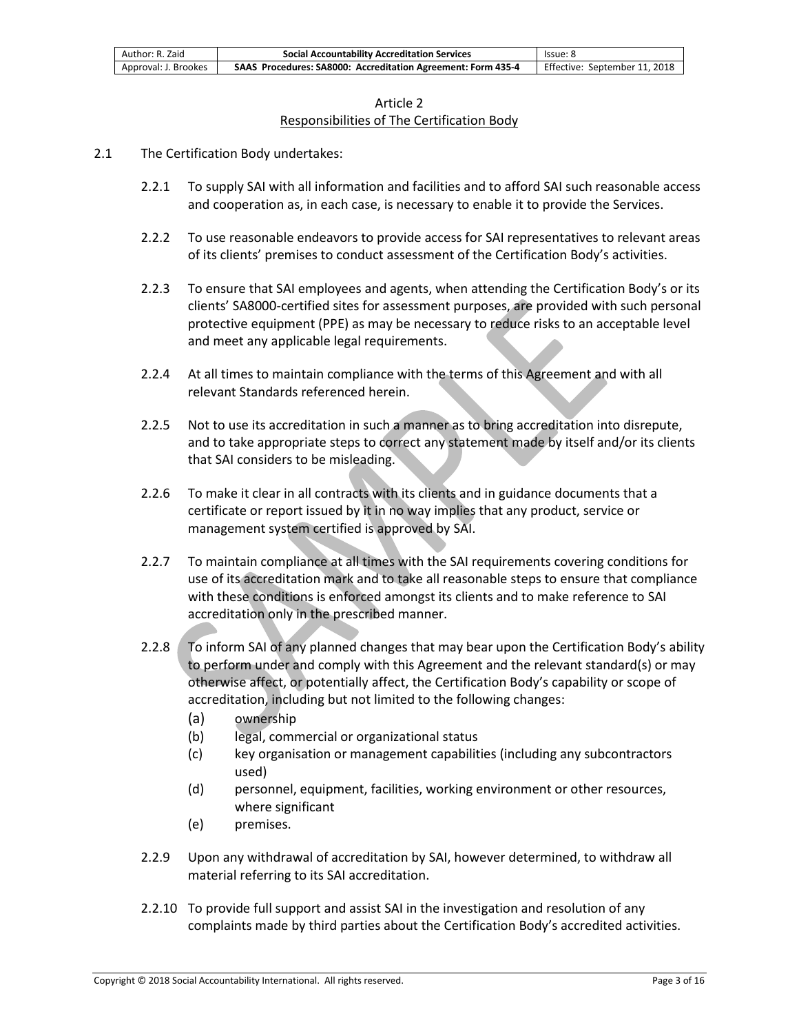## Article 2
## Responsibilities of The Certification Body

2.1 The Certification Body undertakes:

2.2.1 To supply SAI with all information and facilities and to afford SAI such reasonable access and cooperation as, in each case, is necessary to enable it to provide the Services.

2.2.2 To use reasonable endeavors to provide access for SAI representatives to relevant areas of its clients' premises to conduct assessment of the Certification Body's activities.

2.2.3 To ensure that SAI employees and agents, when attending the Certification Body's or its clients' SA8000-certified sites for assessment purposes, are provided with such personal protective equipment (PPE) as may be necessary to reduce risks to an acceptable level and meet any applicable legal requirements.

2.2.4 At all times to maintain compliance with the terms of this Agreement and with all relevant Standards referenced herein.

2.2.5 Not to use its accreditation in such a manner as to bring accreditation into disrepute, and to take appropriate steps to correct any statement made by itself and/or its clients that SAI considers to be misleading.

2.2.6 To make it clear in all contracts with its clients and in guidance documents that a certificate or report issued by it in no way implies that any product, service or management system certified is approved by SAI.

2.2.7 To maintain compliance at all times with the SAI requirements covering conditions for use of its accreditation mark and to take all reasonable steps to ensure that compliance with these conditions is enforced amongst its clients and to make reference to SAI accreditation only in the prescribed manner.

2.2.8 To inform SAI of any planned changes that may bear upon the Certification Body's ability to perform under and comply with this Agreement and the relevant standard(s) or may otherwise affect, or potentially affect, the Certification Body's capability or scope of accreditation, including but not limited to the following changes:

- (a) ownership
- (b) legal, commercial or organizational status
- (c) key organisation or management capabilities (including any subcontractors used)
- (d) personnel, equipment, facilities, working environment or other resources, where significant
- (e) premises.

2.2.9 Upon any withdrawal of accreditation by SAI, however determined, to withdraw all material referring to its SAI accreditation.

2.2.10 To provide full support and assist SAI in the investigation and resolution of any complaints made by third parties about the Certification Body's accredited activities.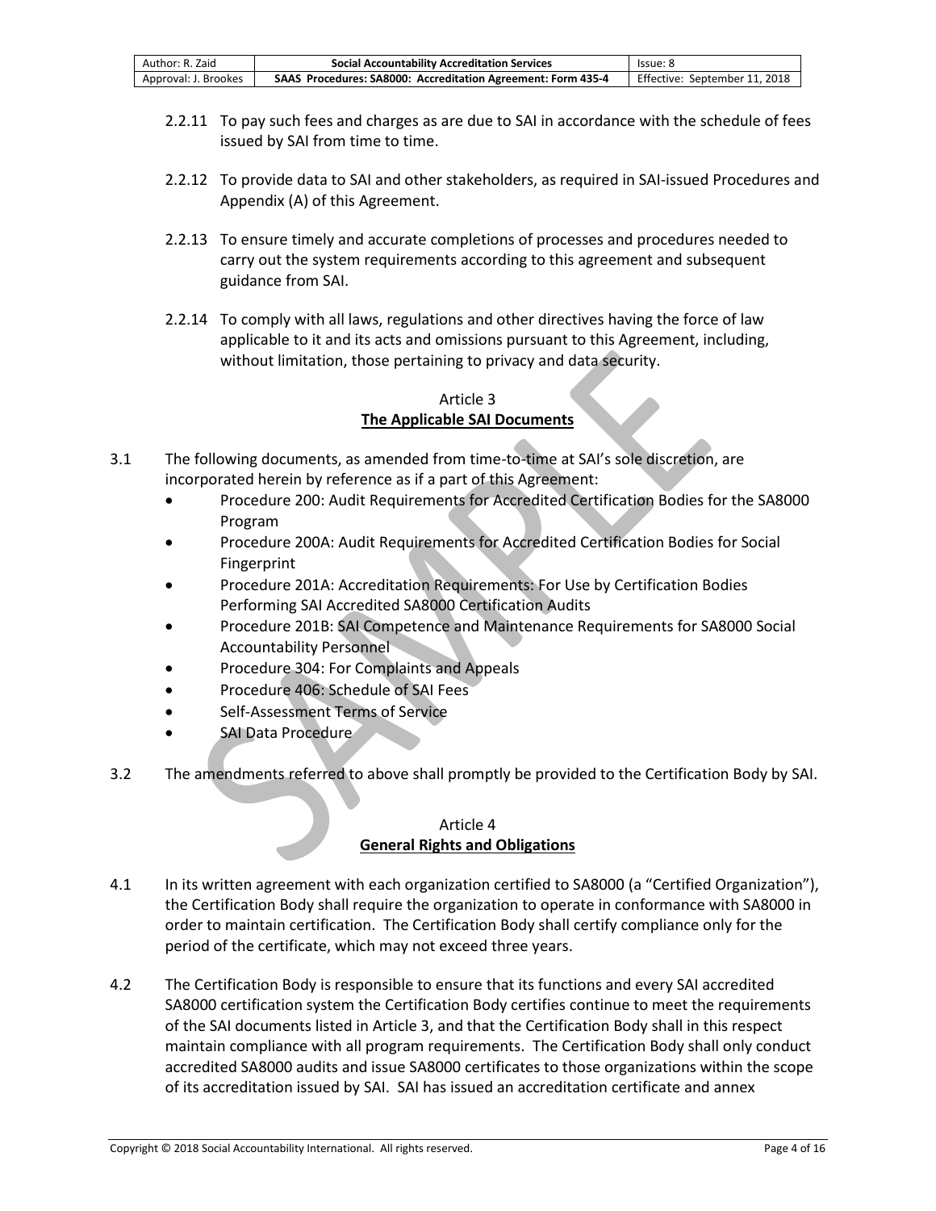2.2.11 To pay such fees and charges as are due to SAI in accordance with the schedule of fees issued by SAI from time to time.

2.2.12 To provide data to SAI and other stakeholders, as required in SAI-issued Procedures and Appendix (A) of this Agreement.

2.2.13 To ensure timely and accurate completions of processes and procedures needed to carry out the system requirements according to this agreement and subsequent guidance from SAI.

2.2.14 To comply with all laws, regulations and other directives having the force of law applicable to it and its acts and omissions pursuant to this Agreement, including, without limitation, those pertaining to privacy and data security.

## Article 3
## The Applicable SAI Documents

3.1 The following documents, as amended from time-to-time at SAI's sole discretion, are incorporated herein by reference as if a part of this Agreement:

- Procedure 200: Audit Requirements for Accredited Certification Bodies for the SA8000 Program
- Procedure 200A: Audit Requirements for Accredited Certification Bodies for Social Fingerprint
- Procedure 201A: Accreditation Requirements: For Use by Certification Bodies Performing SAI Accredited SA8000 Certification Audits
- Procedure 201B: SAI Competence and Maintenance Requirements for SA8000 Social Accountability Personnel
- Procedure 304: For Complaints and Appeals
- Procedure 406: Schedule of SAI Fees
- Self-Assessment Terms of Service
- SAI Data Procedure

3.2 The amendments referred to above shall promptly be provided to the Certification Body by SAI.

## Article 4
## General Rights and Obligations

4.1 In its written agreement with each organization certified to SA8000 (a "Certified Organization"), the Certification Body shall require the organization to operate in conformance with SA8000 in order to maintain certification. The Certification Body shall certify compliance only for the period of the certificate, which may not exceed three years.

4.2 The Certification Body is responsible to ensure that its functions and every SAI accredited SA8000 certification system the Certification Body certifies continue to meet the requirements of the SAI documents listed in Article 3, and that the Certification Body shall in this respect maintain compliance with all program requirements. The Certification Body shall only conduct accredited SA8000 audits and issue SA8000 certificates to those organizations within the scope of its accreditation issued by SAI. SAI has issued an accreditation certificate and annex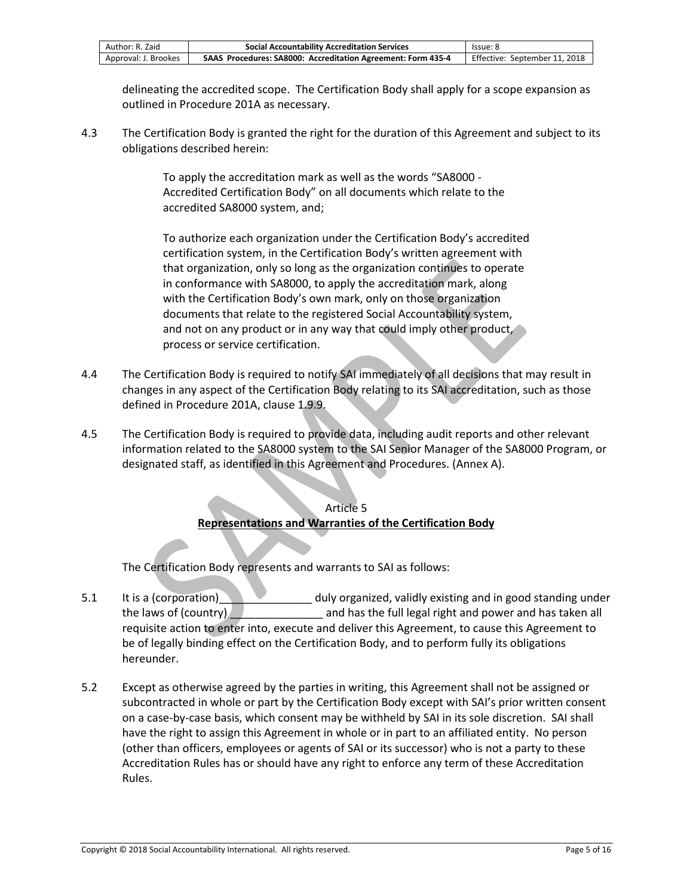delineating the accredited scope. The Certification Body shall apply for a scope expansion as outlined in Procedure 201A as necessary.

4.3 The Certification Body is granted the right for the duration of this Agreement and subject to its obligations described herein:

> To apply the accreditation mark as well as the words "SA8000 - Accredited Certification Body" on all documents which relate to the accredited SA8000 system, and;
>
> To authorize each organization under the Certification Body's accredited certification system, in the Certification Body's written agreement with that organization, only so long as the organization continues to operate in conformance with SA8000, to apply the accreditation mark, along with the Certification Body's own mark, only on those organization documents that relate to the registered Social Accountability system, and not on any product or in any way that could imply other product, process or service certification.

4.4 The Certification Body is required to notify SAI immediately of all decisions that may result in changes in any aspect of the Certification Body relating to its SAI accreditation, such as those defined in Procedure 201A, clause 1.9.9.

4.5 The Certification Body is required to provide data, including audit reports and other relevant information related to the SA8000 system to the SAI Senior Manager of the SA8000 Program, or designated staff, as identified in this Agreement and Procedures. (Annex A).

## Article 5
## Representations and Warranties of the Certification Body

The Certification Body represents and warrants to SAI as follows:

5.1 It is a (corporation)_______________ duly organized, validly existing and in good standing under the laws of (country) _______________ and has the full legal right and power and has taken all requisite action to enter into, execute and deliver this Agreement, to cause this Agreement to be of legally binding effect on the Certification Body, and to perform fully its obligations hereunder.

5.2 Except as otherwise agreed by the parties in writing, this Agreement shall not be assigned or subcontracted in whole or part by the Certification Body except with SAI's prior written consent on a case-by-case basis, which consent may be withheld by SAI in its sole discretion. SAI shall have the right to assign this Agreement in whole or in part to an affiliated entity. No person (other than officers, employees or agents of SAI or its successor) who is not a party to these Accreditation Rules has or should have any right to enforce any term of these Accreditation Rules.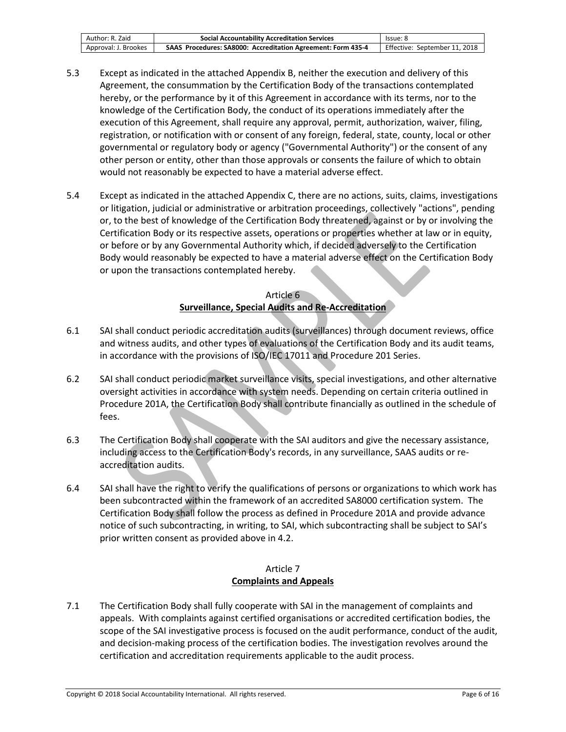5.3 Except as indicated in the attached Appendix B, neither the execution and delivery of this Agreement, the consummation by the Certification Body of the transactions contemplated hereby, or the performance by it of this Agreement in accordance with its terms, nor to the knowledge of the Certification Body, the conduct of its operations immediately after the execution of this Agreement, shall require any approval, permit, authorization, waiver, filing, registration, or notification with or consent of any foreign, federal, state, county, local or other governmental or regulatory body or agency ("Governmental Authority") or the consent of any other person or entity, other than those approvals or consents the failure of which to obtain would not reasonably be expected to have a material adverse effect.

5.4 Except as indicated in the attached Appendix C, there are no actions, suits, claims, investigations or litigation, judicial or administrative or arbitration proceedings, collectively "actions", pending or, to the best of knowledge of the Certification Body threatened, against or by or involving the Certification Body or its respective assets, operations or properties whether at law or in equity, or before or by any Governmental Authority which, if decided adversely to the Certification Body would reasonably be expected to have a material adverse effect on the Certification Body or upon the transactions contemplated hereby.

## Article 6
## Surveillance, Special Audits and Re-Accreditation

6.1 SAI shall conduct periodic accreditation audits (surveillances) through document reviews, office and witness audits, and other types of evaluations of the Certification Body and its audit teams, in accordance with the provisions of ISO/IEC 17011 and Procedure 201 Series.

6.2 SAI shall conduct periodic market surveillance visits, special investigations, and other alternative oversight activities in accordance with system needs. Depending on certain criteria outlined in Procedure 201A, the Certification Body shall contribute financially as outlined in the schedule of fees.

6.3 The Certification Body shall cooperate with the SAI auditors and give the necessary assistance, including access to the Certification Body's records, in any surveillance, SAAS audits or re-accreditation audits.

6.4 SAI shall have the right to verify the qualifications of persons or organizations to which work has been subcontracted within the framework of an accredited SA8000 certification system. The Certification Body shall follow the process as defined in Procedure 201A and provide advance notice of such subcontracting, in writing, to SAI, which subcontracting shall be subject to SAI's prior written consent as provided above in 4.2.

## Article 7
## Complaints and Appeals

7.1 The Certification Body shall fully cooperate with SAI in the management of complaints and appeals. With complaints against certified organisations or accredited certification bodies, the scope of the SAI investigative process is focused on the audit performance, conduct of the audit, and decision-making process of the certification bodies. The investigation revolves around the certification and accreditation requirements applicable to the audit process.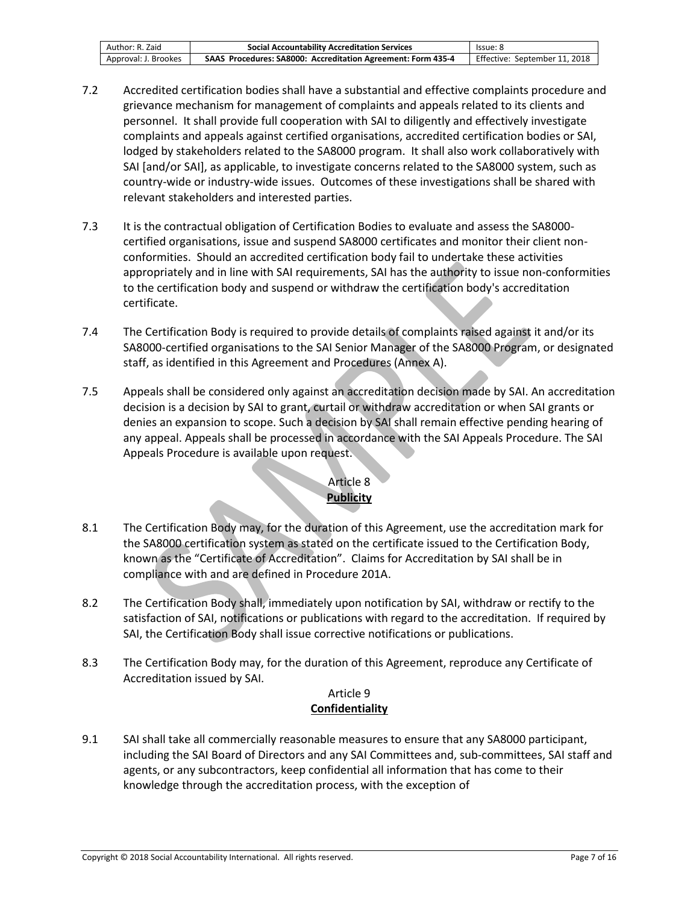7.2 Accredited certification bodies shall have a substantial and effective complaints procedure and grievance mechanism for management of complaints and appeals related to its clients and personnel. It shall provide full cooperation with SAI to diligently and effectively investigate complaints and appeals against certified organisations, accredited certification bodies or SAI, lodged by stakeholders related to the SA8000 program. It shall also work collaboratively with SAI [and/or SAI], as applicable, to investigate concerns related to the SA8000 system, such as country-wide or industry-wide issues. Outcomes of these investigations shall be shared with relevant stakeholders and interested parties.

7.3 It is the contractual obligation of Certification Bodies to evaluate and assess the SA8000-certified organisations, issue and suspend SA8000 certificates and monitor their client non-conformities. Should an accredited certification body fail to undertake these activities appropriately and in line with SAI requirements, SAI has the authority to issue non-conformities to the certification body and suspend or withdraw the certification body's accreditation certificate.

7.4 The Certification Body is required to provide details of complaints raised against it and/or its SA8000-certified organisations to the SAI Senior Manager of the SA8000 Program, or designated staff, as identified in this Agreement and Procedures (Annex A).

7.5 Appeals shall be considered only against an accreditation decision made by SAI. An accreditation decision is a decision by SAI to grant, curtail or withdraw accreditation or when SAI grants or denies an expansion to scope. Such a decision by SAI shall remain effective pending hearing of any appeal. Appeals shall be processed in accordance with the SAI Appeals Procedure. The SAI Appeals Procedure is available upon request.

## Article 8
## Publicity

8.1 The Certification Body may, for the duration of this Agreement, use the accreditation mark for the SA8000 certification system as stated on the certificate issued to the Certification Body, known as the "Certificate of Accreditation". Claims for Accreditation by SAI shall be in compliance with and are defined in Procedure 201A.

8.2 The Certification Body shall, immediately upon notification by SAI, withdraw or rectify to the satisfaction of SAI, notifications or publications with regard to the accreditation. If required by SAI, the Certification Body shall issue corrective notifications or publications.

8.3 The Certification Body may, for the duration of this Agreement, reproduce any Certificate of Accreditation issued by SAI.

## Article 9
## Confidentiality

9.1 SAI shall take all commercially reasonable measures to ensure that any SA8000 participant, including the SAI Board of Directors and any SAI Committees and, sub-committees, SAI staff and agents, or any subcontractors, keep confidential all information that has come to their knowledge through the accreditation process, with the exception of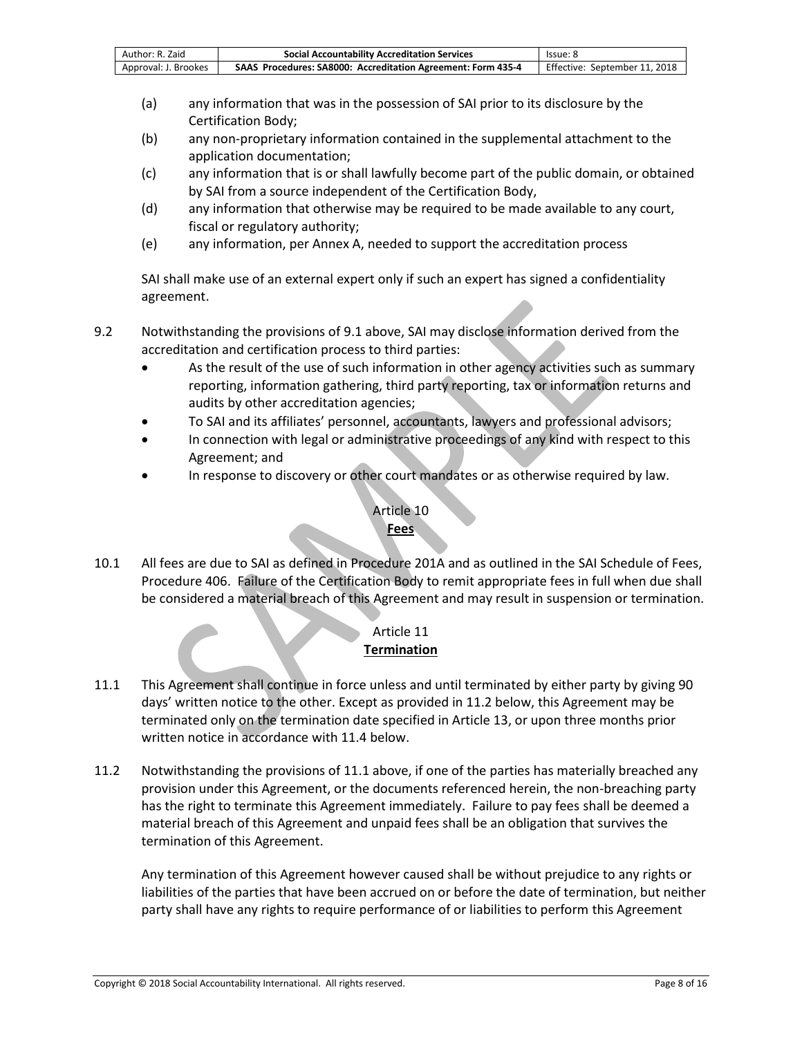(a) any information that was in the possession of SAI prior to its disclosure by the Certification Body;

(b) any non-proprietary information contained in the supplemental attachment to the application documentation;

(c) any information that is or shall lawfully become part of the public domain, or obtained by SAI from a source independent of the Certification Body,

(d) any information that otherwise may be required to be made available to any court, fiscal or regulatory authority;

(e) any information, per Annex A, needed to support the accreditation process

SAI shall make use of an external expert only if such an expert has signed a confidentiality agreement.

9.2 Notwithstanding the provisions of 9.1 above, SAI may disclose information derived from the accreditation and certification process to third parties:

- As the result of the use of such information in other agency activities such as summary reporting, information gathering, third party reporting, tax or information returns and audits by other accreditation agencies;
- To SAI and its affiliates' personnel, accountants, lawyers and professional advisors;
- In connection with legal or administrative proceedings of any kind with respect to this Agreement; and
- In response to discovery or other court mandates or as otherwise required by law.

## Article 10
## **Fees**

10.1 All fees are due to SAI as defined in Procedure 201A and as outlined in the SAI Schedule of Fees, Procedure 406. Failure of the Certification Body to remit appropriate fees in full when due shall be considered a material breach of this Agreement and may result in suspension or termination.

## Article 11
## **Termination**

11.1 This Agreement shall continue in force unless and until terminated by either party by giving 90 days' written notice to the other. Except as provided in 11.2 below, this Agreement may be terminated only on the termination date specified in Article 13, or upon three months prior written notice in accordance with 11.4 below.

11.2 Notwithstanding the provisions of 11.1 above, if one of the parties has materially breached any provision under this Agreement, or the documents referenced herein, the non-breaching party has the right to terminate this Agreement immediately. Failure to pay fees shall be deemed a material breach of this Agreement and unpaid fees shall be an obligation that survives the termination of this Agreement.

Any termination of this Agreement however caused shall be without prejudice to any rights or liabilities of the parties that have been accrued on or before the date of termination, but neither party shall have any rights to require performance of or liabilities to perform this Agreement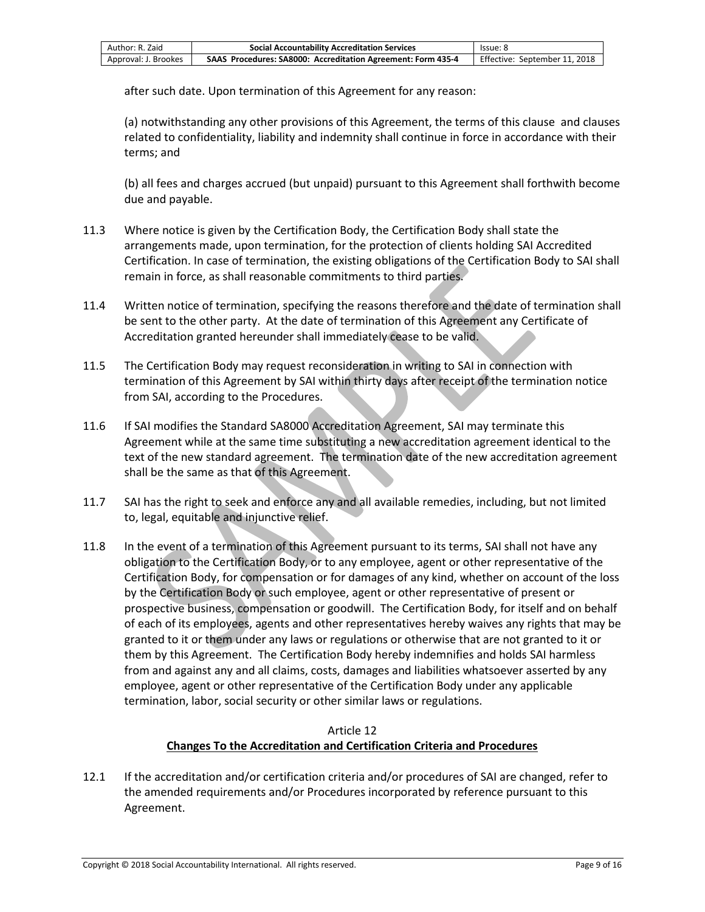after such date. Upon termination of this Agreement for any reason:

(a) notwithstanding any other provisions of this Agreement, the terms of this clause and clauses related to confidentiality, liability and indemnity shall continue in force in accordance with their terms; and

(b) all fees and charges accrued (but unpaid) pursuant to this Agreement shall forthwith become due and payable.

11.3 Where notice is given by the Certification Body, the Certification Body shall state the arrangements made, upon termination, for the protection of clients holding SAI Accredited Certification. In case of termination, the existing obligations of the Certification Body to SAI shall remain in force, as shall reasonable commitments to third parties.

11.4 Written notice of termination, specifying the reasons therefore and the date of termination shall be sent to the other party. At the date of termination of this Agreement any Certificate of Accreditation granted hereunder shall immediately cease to be valid.

11.5 The Certification Body may request reconsideration in writing to SAI in connection with termination of this Agreement by SAI within thirty days after receipt of the termination notice from SAI, according to the Procedures.

11.6 If SAI modifies the Standard SA8000 Accreditation Agreement, SAI may terminate this Agreement while at the same time substituting a new accreditation agreement identical to the text of the new standard agreement. The termination date of the new accreditation agreement shall be the same as that of this Agreement.

11.7 SAI has the right to seek and enforce any and all available remedies, including, but not limited to, legal, equitable and injunctive relief.

11.8 In the event of a termination of this Agreement pursuant to its terms, SAI shall not have any obligation to the Certification Body, or to any employee, agent or other representative of the Certification Body, for compensation or for damages of any kind, whether on account of the loss by the Certification Body or such employee, agent or other representative of present or prospective business, compensation or goodwill. The Certification Body, for itself and on behalf of each of its employees, agents and other representatives hereby waives any rights that may be granted to it or them under any laws or regulations or otherwise that are not granted to it or them by this Agreement. The Certification Body hereby indemnifies and holds SAI harmless from and against any and all claims, costs, damages and liabilities whatsoever asserted by any employee, agent or other representative of the Certification Body under any applicable termination, labor, social security or other similar laws or regulations.

## Article 12
## Changes To the Accreditation and Certification Criteria and Procedures

12.1 If the accreditation and/or certification criteria and/or procedures of SAI are changed, refer to the amended requirements and/or Procedures incorporated by reference pursuant to this Agreement.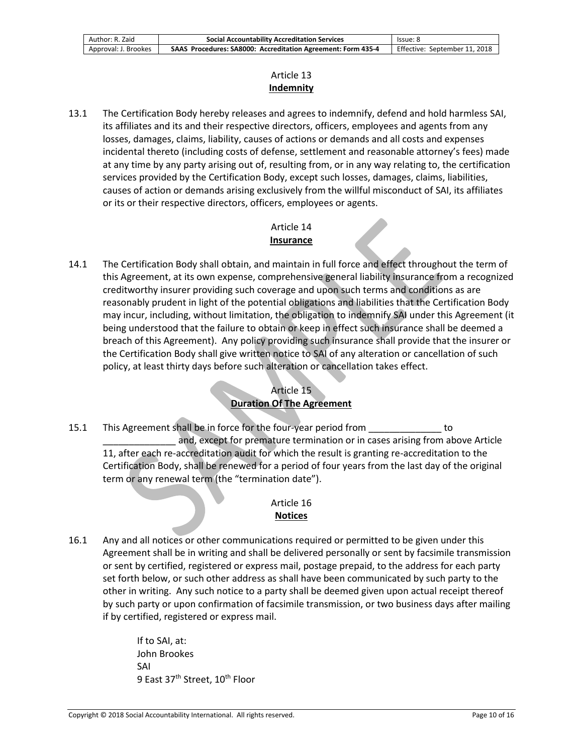## Article 13
## Indemnity

13.1 The Certification Body hereby releases and agrees to indemnify, defend and hold harmless SAI, its affiliates and its and their respective directors, officers, employees and agents from any losses, damages, claims, liability, causes of actions or demands and all costs and expenses incidental thereto (including costs of defense, settlement and reasonable attorney's fees) made at any time by any party arising out of, resulting from, or in any way relating to, the certification services provided by the Certification Body, except such losses, damages, claims, liabilities, causes of action or demands arising exclusively from the willful misconduct of SAI, its affiliates or its or their respective directors, officers, employees or agents.

## Article 14
## Insurance

14.1 The Certification Body shall obtain, and maintain in full force and effect throughout the term of this Agreement, at its own expense, comprehensive general liability insurance from a recognized creditworthy insurer providing such coverage and upon such terms and conditions as are reasonably prudent in light of the potential obligations and liabilities that the Certification Body may incur, including, without limitation, the obligation to indemnify SAI under this Agreement (it being understood that the failure to obtain or keep in effect such insurance shall be deemed a breach of this Agreement). Any policy providing such insurance shall provide that the insurer or the Certification Body shall give written notice to SAI of any alteration or cancellation of such policy, at least thirty days before such alteration or cancellation takes effect.

## Article 15
## Duration Of The Agreement

15.1 This Agreement shall be in force for the four-year period from ______________ to ______________ and, except for premature termination or in cases arising from above Article 11, after each re-accreditation audit for which the result is granting re-accreditation to the Certification Body, shall be renewed for a period of four years from the last day of the original term or any renewal term (the "termination date").

## Article 16
## Notices

16.1 Any and all notices or other communications required or permitted to be given under this Agreement shall be in writing and shall be delivered personally or sent by facsimile transmission or sent by certified, registered or express mail, postage prepaid, to the address for each party set forth below, or such other address as shall have been communicated by such party to the other in writing. Any such notice to a party shall be deemed given upon actual receipt thereof by such party or upon confirmation of facsimile transmission, or two business days after mailing if by certified, registered or express mail.

If to SAI, at:
John Brookes
SAI
9 East 37th Street, 10th Floor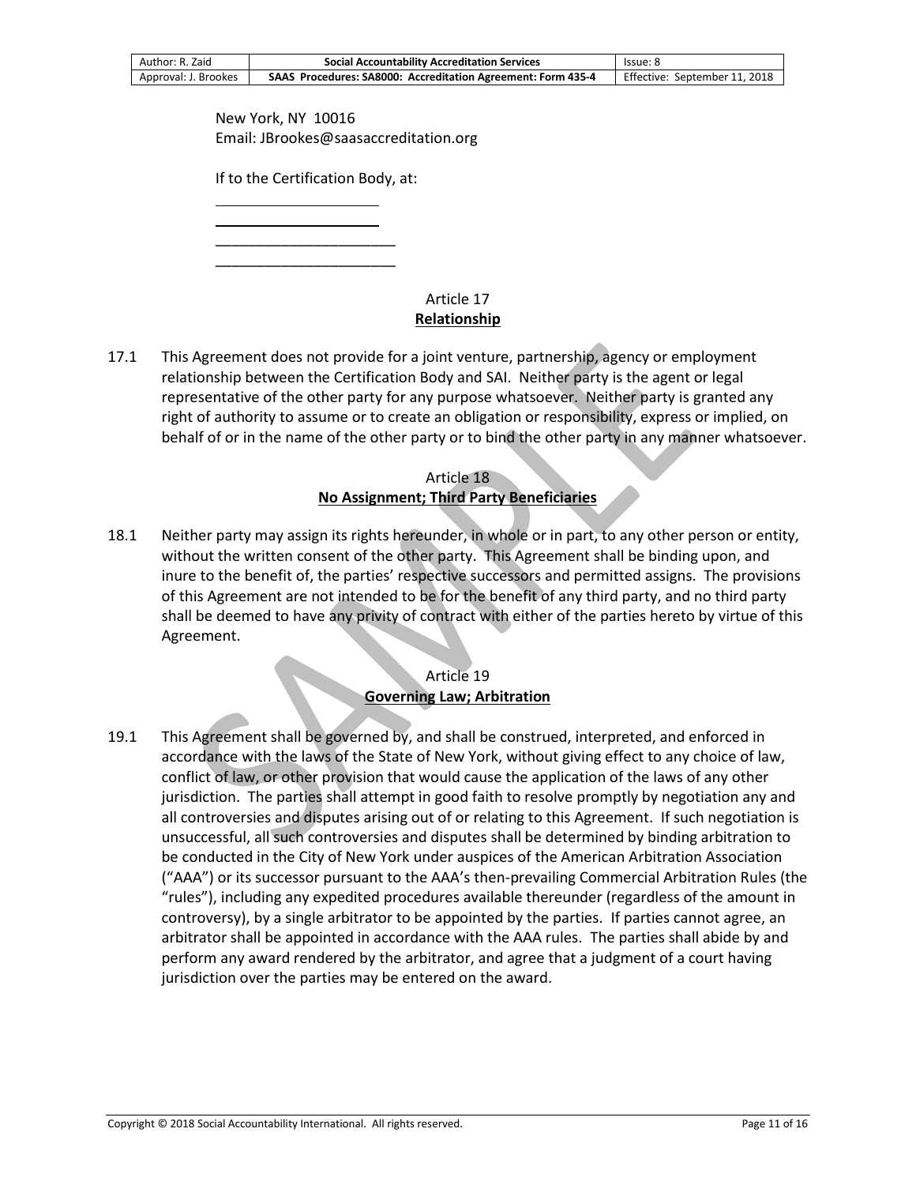New York, NY 10016
Email: JBrookes@saasaccreditation.org

If to the Certification Body, at:

\_\_\_\_\_\_\_\_\_\_\_\_\_\_\_\_\_\_\_\_\_\_
\_\_\_\_\_\_\_\_\_\_\_\_\_\_\_\_\_\_\_\_\_\_
\_\_\_\_\_\_\_\_\_\_\_\_\_\_\_\_\_\_\_\_\_\_
\_\_\_\_\_\_\_\_\_\_\_\_\_\_\_\_\_\_\_\_\_\_

## Article 17
## Relationship

17.1 This Agreement does not provide for a joint venture, partnership, agency or employment relationship between the Certification Body and SAI. Neither party is the agent or legal representative of the other party for any purpose whatsoever. Neither party is granted any right of authority to assume or to create an obligation or responsibility, express or implied, on behalf of or in the name of the other party or to bind the other party in any manner whatsoever.

## Article 18
## No Assignment; Third Party Beneficiaries

18.1 Neither party may assign its rights hereunder, in whole or in part, to any other person or entity, without the written consent of the other party. This Agreement shall be binding upon, and inure to the benefit of, the parties' respective successors and permitted assigns. The provisions of this Agreement are not intended to be for the benefit of any third party, and no third party shall be deemed to have any privity of contract with either of the parties hereto by virtue of this Agreement.

## Article 19
## Governing Law; Arbitration

19.1 This Agreement shall be governed by, and shall be construed, interpreted, and enforced in accordance with the laws of the State of New York, without giving effect to any choice of law, conflict of law, or other provision that would cause the application of the laws of any other jurisdiction. The parties shall attempt in good faith to resolve promptly by negotiation any and all controversies and disputes arising out of or relating to this Agreement. If such negotiation is unsuccessful, all such controversies and disputes shall be determined by binding arbitration to be conducted in the City of New York under auspices of the American Arbitration Association ("AAA") or its successor pursuant to the AAA's then-prevailing Commercial Arbitration Rules (the "rules"), including any expedited procedures available thereunder (regardless of the amount in controversy), by a single arbitrator to be appointed by the parties. If parties cannot agree, an arbitrator shall be appointed in accordance with the AAA rules. The parties shall abide by and perform any award rendered by the arbitrator, and agree that a judgment of a court having jurisdiction over the parties may be entered on the award.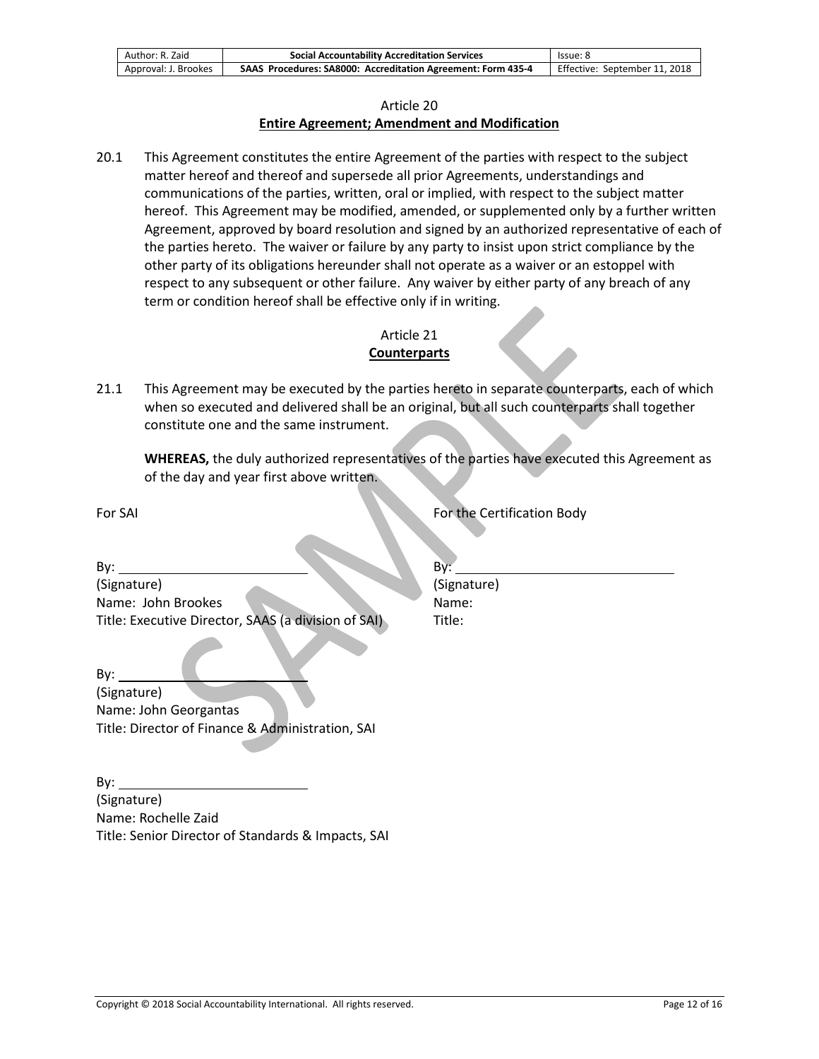Article 20

**Entire Agreement; Amendment and Modification**

20.1 This Agreement constitutes the entire Agreement of the parties with respect to the subject matter hereof and thereof and supersede all prior Agreements, understandings and communications of the parties, written, oral or implied, with respect to the subject matter hereof. This Agreement may be modified, amended, or supplemented only by a further written Agreement, approved by board resolution and signed by an authorized representative of each of the parties hereto. The waiver or failure by any party to insist upon strict compliance by the other party of its obligations hereunder shall not operate as a waiver or an estoppel with respect to any subsequent or other failure. Any waiver by either party of any breach of any term or condition hereof shall be effective only if in writing.

Article 21

**Counterparts**

21.1 This Agreement may be executed by the parties hereto in separate counterparts, each of which when so executed and delivered shall be an original, but all such counterparts shall together constitute one and the same instrument.

**WHEREAS,** the duly authorized representatives of the parties have executed this Agreement as of the day and year first above written.

For SAI

By: ___________________________
(Signature)
Name: John Brookes
Title: Executive Director, SAAS (a division of SAI)

By: ___________________________
(Signature)
Name: John Georgantas
Title: Director of Finance & Administration, SAI

By: ___________________________
(Signature)
Name: Rochelle Zaid
Title: Senior Director of Standards & Impacts, SAI

For the Certification Body

By: ___________________________
(Signature)
Name:
Title:

SAMPLE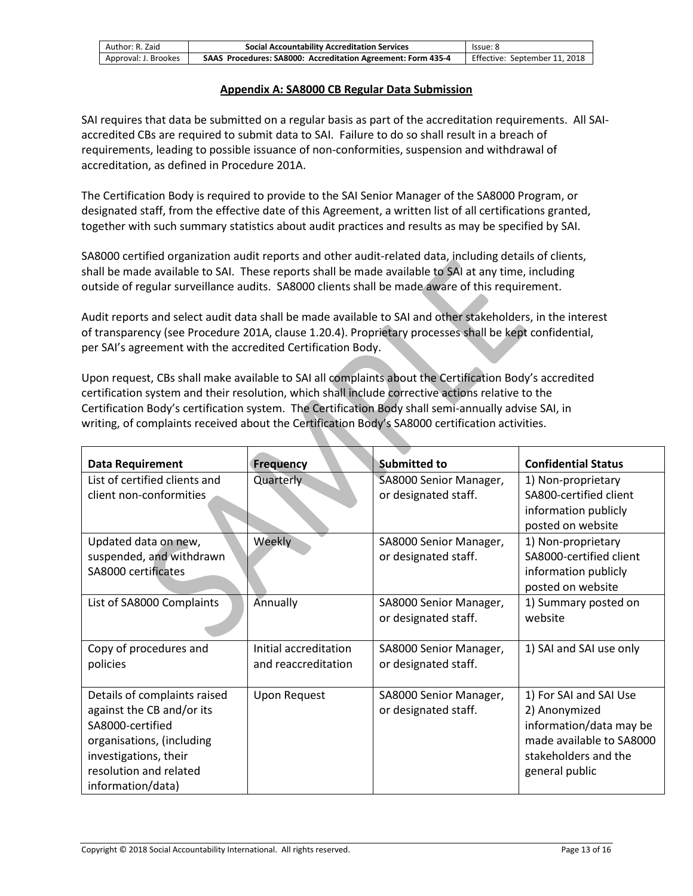## Appendix A: SA8000 CB Regular Data Submission

SAI requires that data be submitted on a regular basis as part of the accreditation requirements. All SAI-accredited CBs are required to submit data to SAI. Failure to do so shall result in a breach of requirements, leading to possible issuance of non-conformities, suspension and withdrawal of accreditation, as defined in Procedure 201A.

The Certification Body is required to provide to the SAI Senior Manager of the SA8000 Program, or designated staff, from the effective date of this Agreement, a written list of all certifications granted, together with such summary statistics about audit practices and results as may be specified by SAI.

SA8000 certified organization audit reports and other audit-related data, including details of clients, shall be made available to SAI. These reports shall be made available to SAI at any time, including outside of regular surveillance audits. SA8000 clients shall be made aware of this requirement.

Audit reports and select audit data shall be made available to SAI and other stakeholders, in the interest of transparency (see Procedure 201A, clause 1.20.4). Proprietary processes shall be kept confidential, per SAI's agreement with the accredited Certification Body.

Upon request, CBs shall make available to SAI all complaints about the Certification Body's accredited certification system and their resolution, which shall include corrective actions relative to the Certification Body's certification system. The Certification Body shall semi-annually advise SAI, in writing, of complaints received about the Certification Body's SA8000 certification activities.

| Data Requirement | Frequency | Submitted to | Confidential Status |
|---|---|---|---|
| List of certified clients and client non-conformities | Quarterly | SA8000 Senior Manager, or designated staff. | 1) Non-proprietary SA800-certified client information publicly posted on website |
| Updated data on new, suspended, and withdrawn SA8000 certificates | Weekly | SA8000 Senior Manager, or designated staff. | 1) Non-proprietary SA8000-certified client information publicly posted on website |
| List of SA8000 Complaints | Annually | SA8000 Senior Manager, or designated staff. | 1) Summary posted on website |
| Copy of procedures and policies | Initial accreditation and reaccreditation | SA8000 Senior Manager, or designated staff. | 1) SAI and SAI use only |
| Details of complaints raised against the CB and/or its SA8000-certified organisations, (including investigations, their resolution and related information/data) | Upon Request | SA8000 Senior Manager, or designated staff. | 1) For SAI and SAI Use 2) Anonymized information/data may be made available to SA8000 stakeholders and the general public |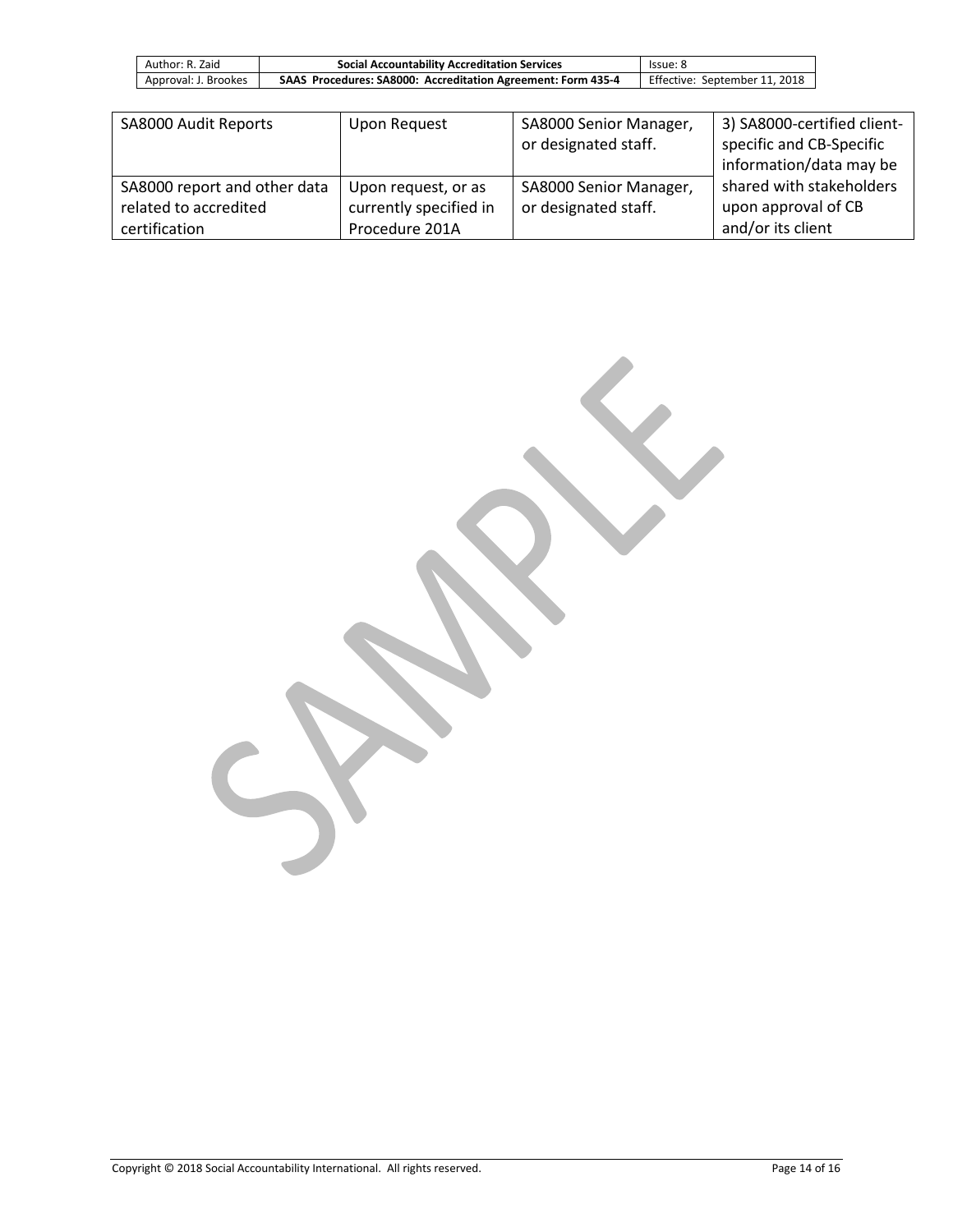| SA8000 Audit Reports | Upon Request | SA8000 Senior Manager, or designated staff. | 3) SA8000-certified client-specific and CB-Specific information/data may be shared with stakeholders upon approval of CB and/or its client |
|---|---|---|---|
| SA8000 report and other data related to accredited certification | Upon request, or as currently specified in Procedure 201A | SA8000 Senior Manager, or designated staff. | |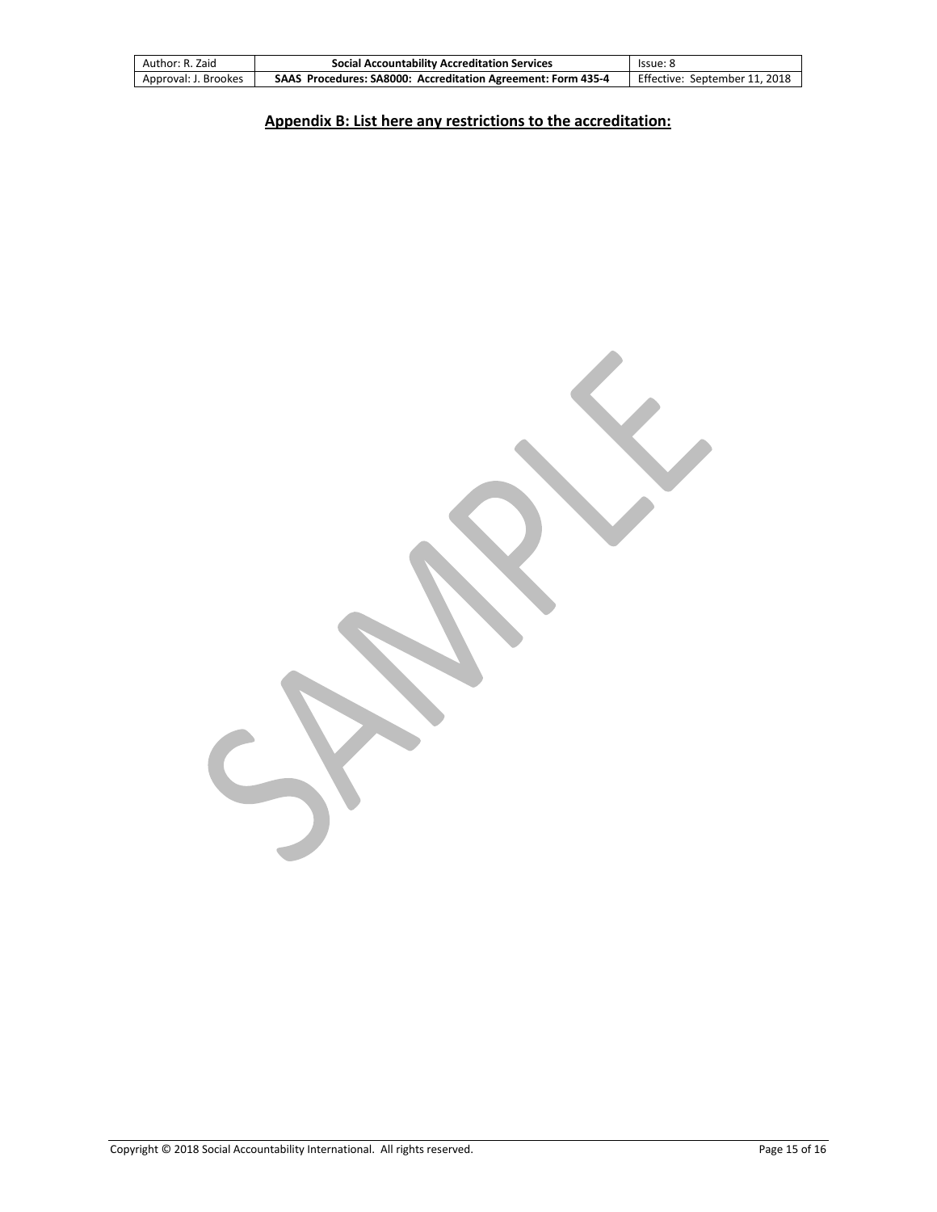**Appendix B: List here any restrictions to the accreditation:**

SAMPLE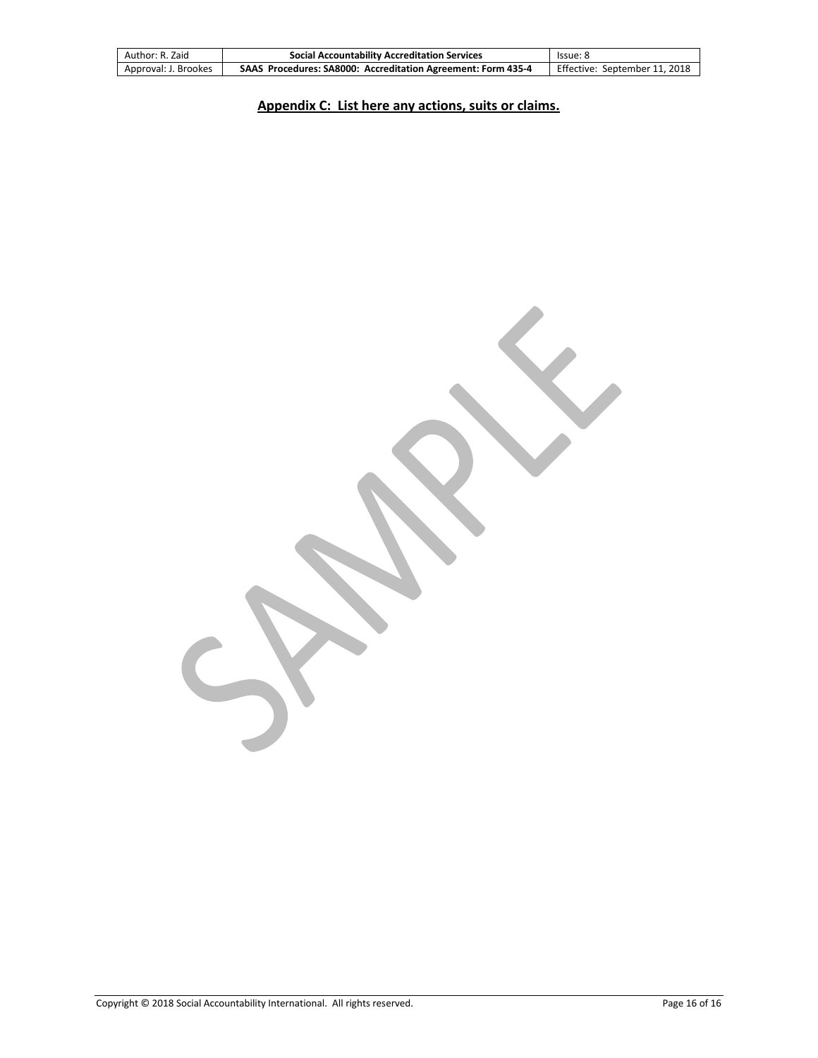## Appendix C: List here any actions, suits or claims.

SAMPLE